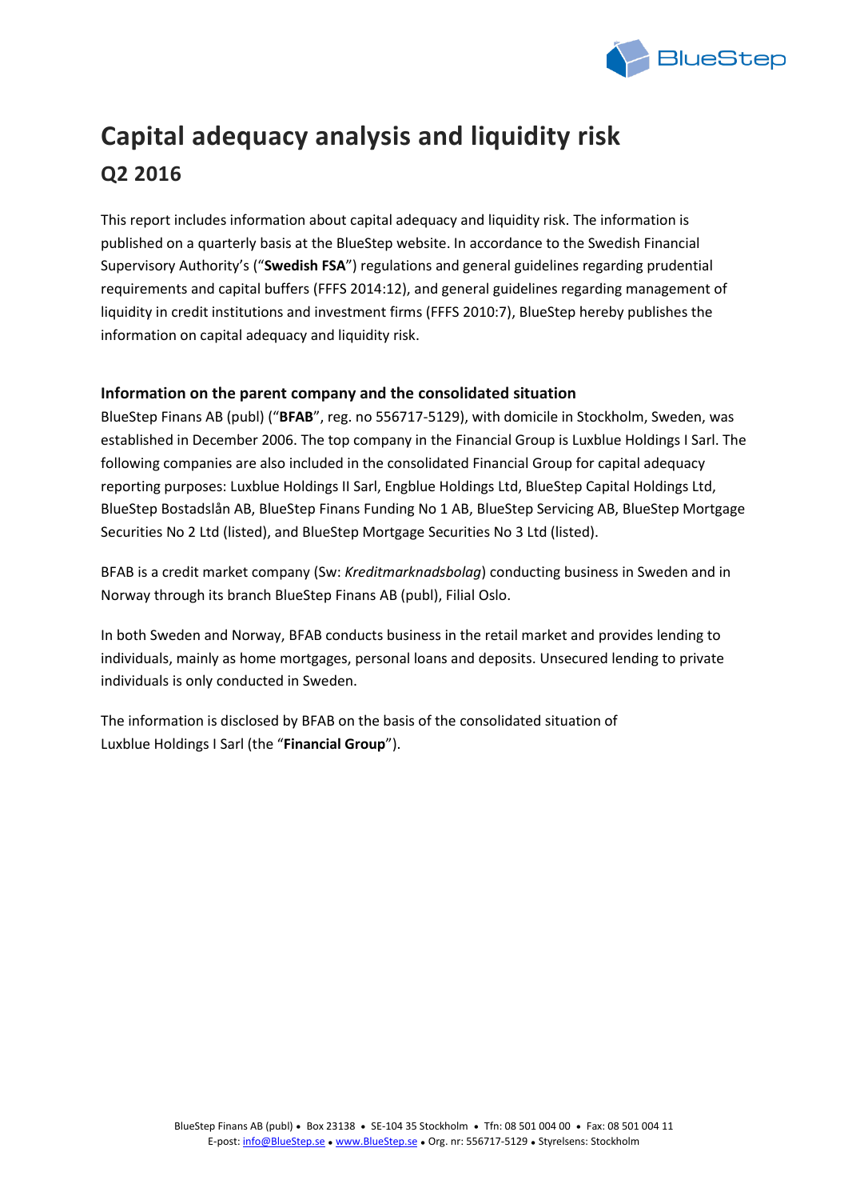# Capital adequacy analysis and liquidity risk

## Q2 2016

This report includes information about capital adequacy and liquidity risk. The information is published on a quarterly basis at the BlueStep website. In accordance to the Swedish Financial Supervisory Authority's ("**Swedish FSA**") regulations and general guidelines regarding prudential requirements and capital buffers (FFFS 2014:12), and general guidelines regarding management of liquidity in credit institutions and investment firms (FFFS 2010:7), BlueStep hereby publishes the information on capital adequacy and liquidity risk.

### Information on the parent company and the consolidated situation

BlueStep Finans AB (publ) ("**BFAB**", reg. no 556717-5129), with domicile in Stockholm, Sweden, was established in December 2006. The top company in the Financial Group is Luxblue Holdings I Sarl. The following companies are also included in the consolidated Financial Group for capital adequacy reporting purposes: Luxblue Holdings II Sarl, Engblue Holdings Ltd, BlueStep Capital Holdings Ltd, BlueStep Bostadslån AB, BlueStep Finans Funding No 1 AB, BlueStep Servicing AB, BlueStep Mortgage Securities No 2 Ltd (listed), and BlueStep Mortgage Securities No 3 Ltd (listed).

BFAB is a credit market company (Sw: *Kreditmarknadsbolag*) conducting business in Sweden and in Norway through its branch BlueStep Finans AB (publ), Filial Oslo.

In both Sweden and Norway, BFAB conducts business in the retail market and provides lending to individuals, mainly as home mortgages, personal loans and deposits. Unsecured lending to private individuals is only conducted in Sweden.

The information is disclosed by BFAB on the basis of the consolidated situation of Luxblue Holdings I Sarl (the "**Financial Group**").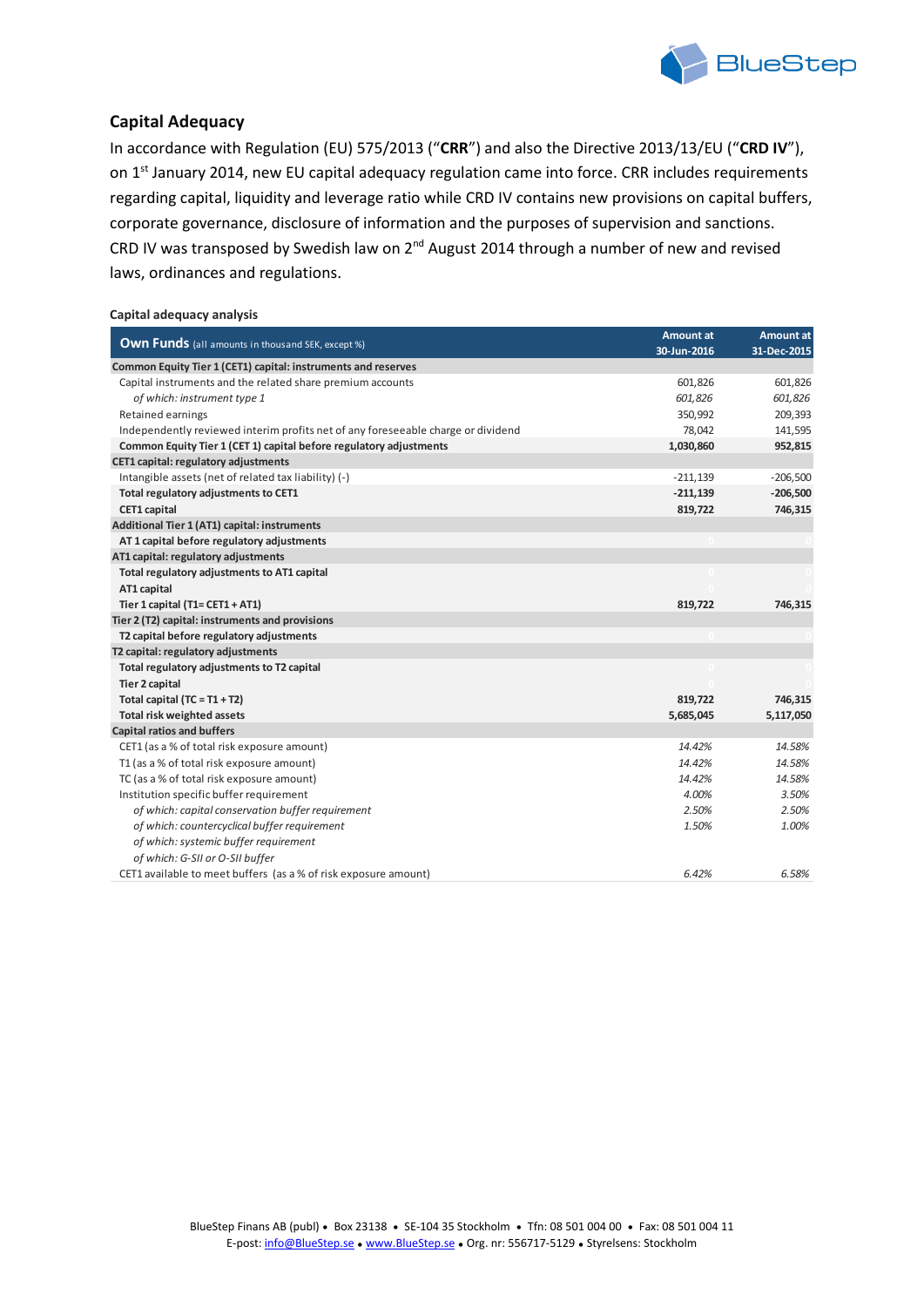## Capital Adequacy

In accordance with Regulation (EU) 575/2013 ("**CRR**") and also the Directive 2013/13/EU ("**CRD IV**"), on 1st January 2014, new EU capital adequacy regulation came into force. CRR includes requirements regarding capital, liquidity and leverage ratio while CRD IV contains new provisions on capital buffers, corporate governance, disclosure of information and the purposes of supervision and sanctions. CRD IV was transposed by Swedish law on 2nd August 2014 through a number of new and revised laws, ordinances and regulations.

**Capital adequacy analysis**

| **Own Funds** (all amounts in thousand SEK, except %) | Amount at 30-Jun-2016 | Amount at 31-Dec-2015 |
|---|---|---|
| **Common Equity Tier 1 (CET1) capital: instruments and reserves** | | |
| Capital instruments and the related share premium accounts | 601,826 | 601,826 |
| *of which: instrument type 1* | *601,826* | *601,826* |
| Retained earnings | 350,992 | 209,393 |
| Independently reviewed interim profits net of any foreseeable charge or dividend | 78,042 | 141,595 |
| **Common Equity Tier 1 (CET 1) capital before regulatory adjustments** | **1,030,860** | **952,815** |
| **CET1 capital: regulatory adjustments** | | |
| Intangible assets (net of related tax liability) (-) | -211,139 | -206,500 |
| **Total regulatory adjustments to CET1** | **-211,139** | **-206,500** |
| **CET1 capital** | **819,722** | **746,315** |
| **Additional Tier 1 (AT1) capital: instruments** | | |
| **AT 1 capital before regulatory adjustments** | 0 | 0 |
| **AT1 capital: regulatory adjustments** | | |
| **Total regulatory adjustments to AT1 capital** | 0 | 0 |
| **AT1 capital** | 0 | 0 |
| **Tier 1 capital (T1= CET1 + AT1)** | **819,722** | **746,315** |
| **Tier 2 (T2) capital: instruments and provisions** | | |
| **T2 capital before regulatory adjustments** | 0 | 0 |
| **T2 capital: regulatory adjustments** | | |
| **Total regulatory adjustments to T2 capital** | 0 | 0 |
| **Tier 2 capital** | 0 | 0 |
| **Total capital (TC = T1 + T2)** | **819,722** | **746,315** |
| **Total risk weighted assets** | **5,685,045** | **5,117,050** |
| **Capital ratios and buffers** | | |
| CET1 (as a % of total risk exposure amount) | *14.42%* | *14.58%* |
| T1 (as a % of total risk exposure amount) | *14.42%* | *14.58%* |
| TC (as a % of total risk exposure amount) | *14.42%* | *14.58%* |
| Institution specific buffer requirement | *4.00%* | *3.50%* |
| *of which: capital conservation buffer requirement* | *2.50%* | *2.50%* |
| *of which: countercyclical buffer requirement* | *1.50%* | *1.00%* |
| *of which: systemic buffer requirement* | | |
| *of which: G-SII or O-SII buffer* | | |
| CET1 available to meet buffers (as a % of risk exposure amount) | *6.42%* | *6.58%* |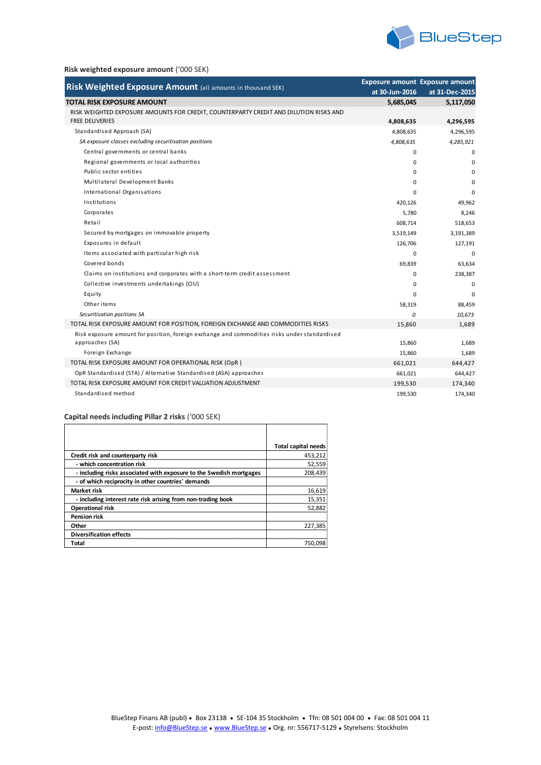**Risk weighted exposure amount** ('000 SEK)

| Risk Weighted Exposure Amount (all amounts in thousand SEK) | Exposure amount at 30-Jun-2016 | Exposure amount at 31-Dec-2015 |
|---|---|---|
| **TOTAL RISK EXPOSURE AMOUNT** | **5,685,045** | **5,117,050** |
| RISK WEIGHTED EXPOSURE AMOUNTS FOR CREDIT, COUNTERPARTY CREDIT AND DILUTION RISKS AND FREE DELIVERIES | **4,808,635** | **4,296,595** |
| Standardised Approach (SA) | 4,808,635 | 4,296,595 |
| *SA exposure classes excluding securitisation positions* | *4,808,635* | *4,285,921* |
| Central governments or central banks | 0 | 0 |
| Regional governments or local authorities | 0 | 0 |
| Public sector entities | 0 | 0 |
| Multilateral Development Banks | 0 | 0 |
| International Organisations | 0 | 0 |
| Institutions | 420,126 | 49,962 |
| Corporates | 5,780 | 8,246 |
| Retail | 608,714 | 518,653 |
| Secured by mortgages on immovable property | 3,519,149 | 3,191,389 |
| Exposures in default | 126,706 | 127,191 |
| Items associated with particular high risk | 0 | 0 |
| Covered bonds | 69,839 | 63,634 |
| Claims on institutions and corporates with a short-term credit assessment | 0 | 238,387 |
| Collective investments undertakings (CIU) | 0 | 0 |
| Equity | 0 | 0 |
| Other items | 58,319 | 88,459 |
| *Securitisation positions SA* | *0* | *10,673* |
| TOTAL RISK EXPOSURE AMOUNT FOR POSITION, FOREIGN EXCHANGE AND COMMODITIES RISKS | 15,860 | 1,689 |
| Risk exposure amount for position, foreign exchange and commodities risks under standardised approaches (SA) | 15,860 | 1,689 |
| Foreign Exchange | 15,860 | 1,689 |
| TOTAL RISK EXPOSURE AMOUNT FOR OPERATIONAL RISK (OpR ) | 661,021 | 644,427 |
| OpR Standardised (STA) / Alternative Standardised (ASA) approaches | 661,021 | 644,427 |
| TOTAL RISK EXPOSURE AMOUNT FOR CREDIT VALUATION ADJUSTMENT | 199,530 | 174,340 |
| Standardised method | 199,530 | 174,340 |

**Capital needs including Pillar 2 risks** ('000 SEK)

| | Total capital needs |
|---|---|
| **Credit risk and counterparty risk** | 453,212 |
| **- which concentration risk** | 52,559 |
| **- including risks associated with exposure to the Swedish mortgages** | 208,439 |
| **- of which reciprocity in other countries' demands** | |
| **Market risk** | 16,619 |
| **- including interest rate risk arising from non-trading book** | 15,351 |
| **Operational risk** | 52,882 |
| **Pension risk** | |
| **Other** | 227,385 |
| **Diversification effects** | |
| **Total** | 750,098 |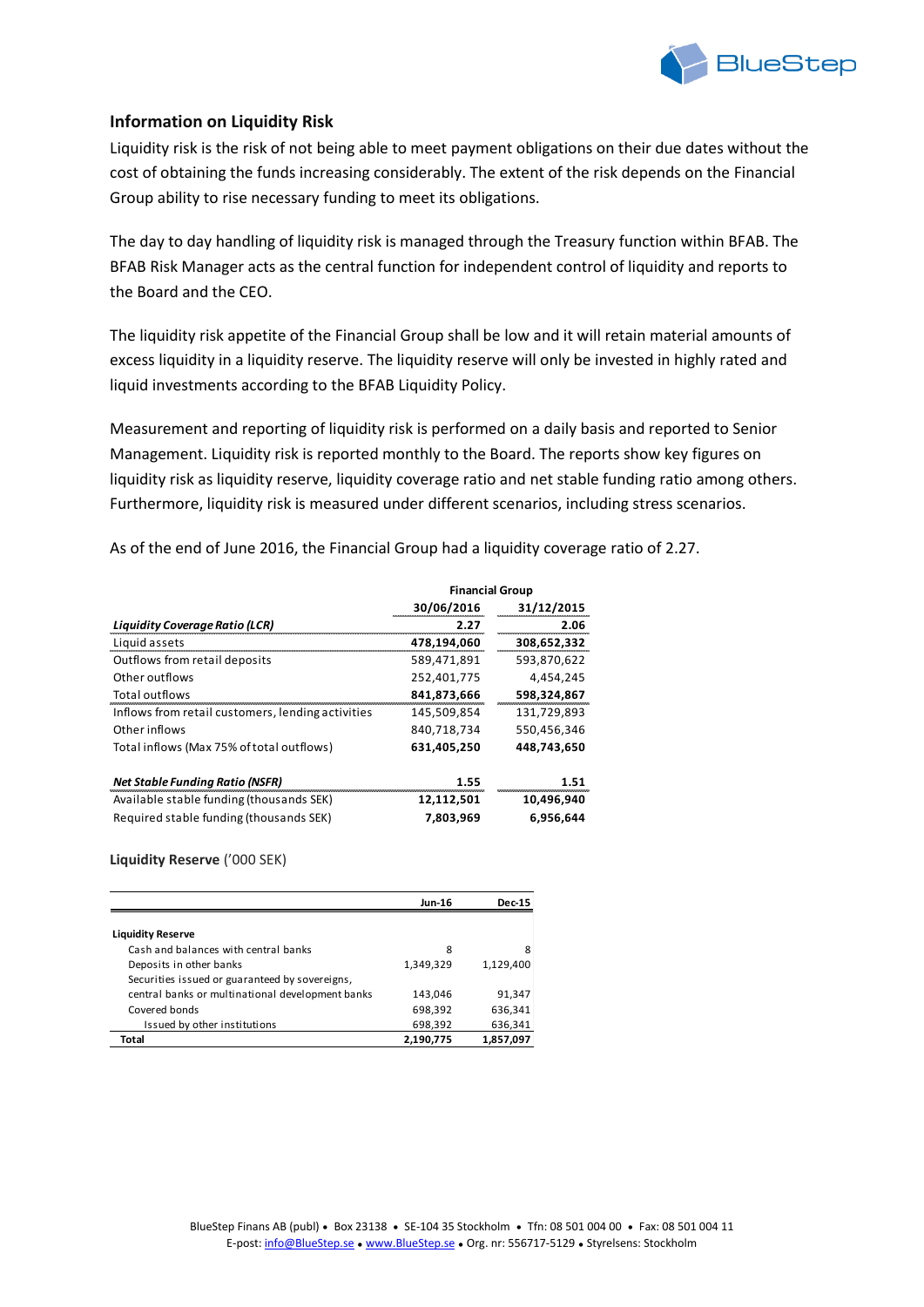## Information on Liquidity Risk

Liquidity risk is the risk of not being able to meet payment obligations on their due dates without the cost of obtaining the funds increasing considerably. The extent of the risk depends on the Financial Group ability to rise necessary funding to meet its obligations.

The day to day handling of liquidity risk is managed through the Treasury function within BFAB. The BFAB Risk Manager acts as the central function for independent control of liquidity and reports to the Board and the CEO.

The liquidity risk appetite of the Financial Group shall be low and it will retain material amounts of excess liquidity in a liquidity reserve. The liquidity reserve will only be invested in highly rated and liquid investments according to the BFAB Liquidity Policy.

Measurement and reporting of liquidity risk is performed on a daily basis and reported to Senior Management. Liquidity risk is reported monthly to the Board. The reports show key figures on liquidity risk as liquidity reserve, liquidity coverage ratio and net stable funding ratio among others. Furthermore, liquidity risk is measured under different scenarios, including stress scenarios.

As of the end of June 2016, the Financial Group had a liquidity coverage ratio of 2.27.

| | Financial Group | |
|---|---|---|
| | 30/06/2016 | 31/12/2015 |
| ***Liquidity Coverage Ratio (LCR)*** | **2.27** | **2.06** |
| Liquid assets | **478,194,060** | **308,652,332** |
| Outflows from retail deposits | 589,471,891 | 593,870,622 |
| Other outflows | 252,401,775 | 4,454,245 |
| Total outflows | **841,873,666** | **598,324,867** |
| Inflows from retail customers, lending activities | 145,509,854 | 131,729,893 |
| Other inflows | 840,718,734 | 550,456,346 |
| Total inflows (Max 75% of total outflows) | **631,405,250** | **448,743,650** |
| | | |
| ***Net Stable Funding Ratio (NSFR)*** | **1.55** | **1.51** |
| Available stable funding (thousands SEK) | **12,112,501** | **10,496,940** |
| Required stable funding (thousands SEK) | **7,803,969** | **6,956,644** |

**Liquidity Reserve** ('000 SEK)

| | Jun-16 | Dec-15 |
|---|---|---|
| **Liquidity Reserve** | | |
| Cash and balances with central banks | 8 | 8 |
| Deposits in other banks | 1,349,329 | 1,129,400 |
| Securities issued or guaranteed by sovereigns, central banks or multinational development banks | 143,046 | 91,347 |
| Covered bonds | 698,392 | 636,341 |
| Issued by other institutions | 698,392 | 636,341 |
| **Total** | **2,190,775** | **1,857,097** |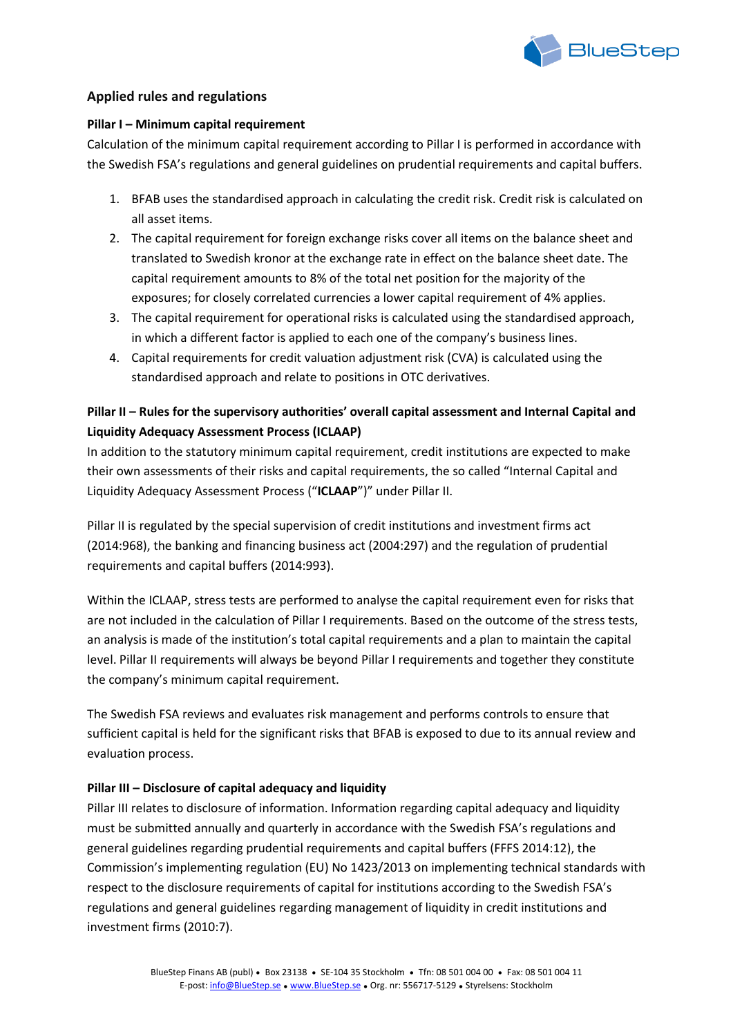## Applied rules and regulations

### Pillar I – Minimum capital requirement

Calculation of the minimum capital requirement according to Pillar I is performed in accordance with the Swedish FSA's regulations and general guidelines on prudential requirements and capital buffers.

1. BFAB uses the standardised approach in calculating the credit risk. Credit risk is calculated on all asset items.
2. The capital requirement for foreign exchange risks cover all items on the balance sheet and translated to Swedish kronor at the exchange rate in effect on the balance sheet date. The capital requirement amounts to 8% of the total net position for the majority of the exposures; for closely correlated currencies a lower capital requirement of 4% applies.
3. The capital requirement for operational risks is calculated using the standardised approach, in which a different factor is applied to each one of the company's business lines.
4. Capital requirements for credit valuation adjustment risk (CVA) is calculated using the standardised approach and relate to positions in OTC derivatives.

### Pillar II – Rules for the supervisory authorities' overall capital assessment and Internal Capital and Liquidity Adequacy Assessment Process (ICLAAP)

In addition to the statutory minimum capital requirement, credit institutions are expected to make their own assessments of their risks and capital requirements, the so called "Internal Capital and Liquidity Adequacy Assessment Process ("**ICLAAP**")" under Pillar II.

Pillar II is regulated by the special supervision of credit institutions and investment firms act (2014:968), the banking and financing business act (2004:297) and the regulation of prudential requirements and capital buffers (2014:993).

Within the ICLAAP, stress tests are performed to analyse the capital requirement even for risks that are not included in the calculation of Pillar I requirements. Based on the outcome of the stress tests, an analysis is made of the institution's total capital requirements and a plan to maintain the capital level. Pillar II requirements will always be beyond Pillar I requirements and together they constitute the company's minimum capital requirement.

The Swedish FSA reviews and evaluates risk management and performs controls to ensure that sufficient capital is held for the significant risks that BFAB is exposed to due to its annual review and evaluation process.

### Pillar III – Disclosure of capital adequacy and liquidity

Pillar III relates to disclosure of information. Information regarding capital adequacy and liquidity must be submitted annually and quarterly in accordance with the Swedish FSA's regulations and general guidelines regarding prudential requirements and capital buffers (FFFS 2014:12), the Commission's implementing regulation (EU) No 1423/2013 on implementing technical standards with respect to the disclosure requirements of capital for institutions according to the Swedish FSA's regulations and general guidelines regarding management of liquidity in credit institutions and investment firms (2010:7).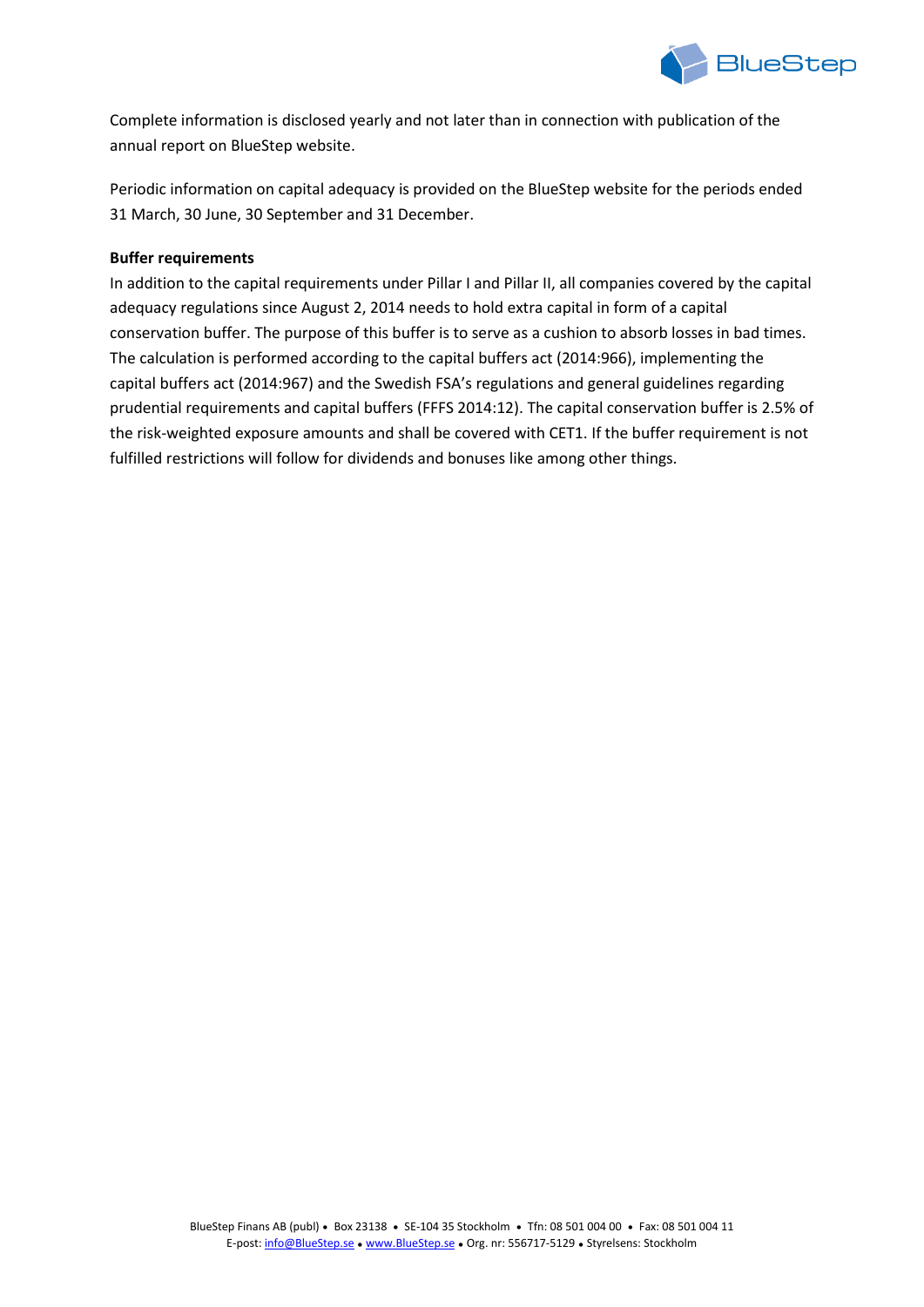Complete information is disclosed yearly and not later than in connection with publication of the annual report on BlueStep website.

Periodic information on capital adequacy is provided on the BlueStep website for the periods ended 31 March, 30 June, 30 September and 31 December.

**Buffer requirements**

In addition to the capital requirements under Pillar I and Pillar II, all companies covered by the capital adequacy regulations since August 2, 2014 needs to hold extra capital in form of a capital conservation buffer. The purpose of this buffer is to serve as a cushion to absorb losses in bad times. The calculation is performed according to the capital buffers act (2014:966), implementing the capital buffers act (2014:967) and the Swedish FSA's regulations and general guidelines regarding prudential requirements and capital buffers (FFFS 2014:12). The capital conservation buffer is 2.5% of the risk-weighted exposure amounts and shall be covered with CET1. If the buffer requirement is not fulfilled restrictions will follow for dividends and bonuses like among other things.